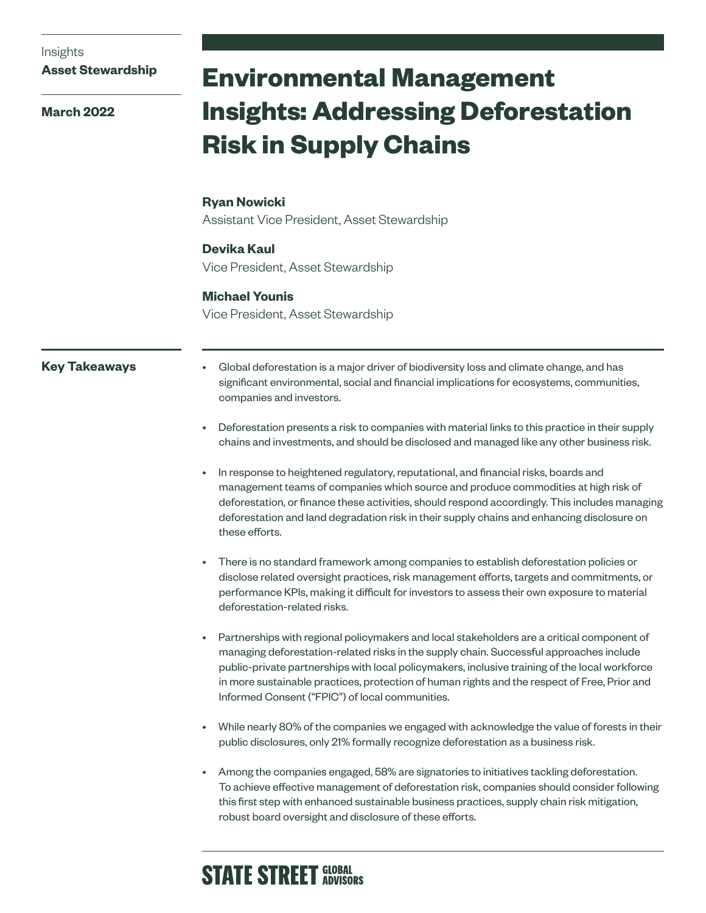Insights
**Asset Stewardship**

**March 2022**

# Environmental Management Insights: Addressing Deforestation Risk in Supply Chains

**Ryan Nowicki**
Assistant Vice President, Asset Stewardship

**Devika Kaul**
Vice President, Asset Stewardship

**Michael Younis**
Vice President, Asset Stewardship

## Key Takeaways

- Global deforestation is a major driver of biodiversity loss and climate change, and has significant environmental, social and financial implications for ecosystems, communities, companies and investors.
- Deforestation presents a risk to companies with material links to this practice in their supply chains and investments, and should be disclosed and managed like any other business risk.
- In response to heightened regulatory, reputational, and financial risks, boards and management teams of companies which source and produce commodities at high risk of deforestation, or finance these activities, should respond accordingly. This includes managing deforestation and land degradation risk in their supply chains and enhancing disclosure on these efforts.
- There is no standard framework among companies to establish deforestation policies or disclose related oversight practices, risk management efforts, targets and commitments, or performance KPIs, making it difficult for investors to assess their own exposure to material deforestation-related risks.
- Partnerships with regional policymakers and local stakeholders are a critical component of managing deforestation-related risks in the supply chain. Successful approaches include public-private partnerships with local policymakers, inclusive training of the local workforce in more sustainable practices, protection of human rights and the respect of Free, Prior and Informed Consent ("FPIC") of local communities.
- While nearly 80% of the companies we engaged with acknowledge the value of forests in their public disclosures, only 21% formally recognize deforestation as a business risk.
- Among the companies engaged, 58% are signatories to initiatives tackling deforestation. To achieve effective management of deforestation risk, companies should consider following this first step with enhanced sustainable business practices, supply chain risk mitigation, robust board oversight and disclosure of these efforts.

STATE STREET GLOBAL ADVISORS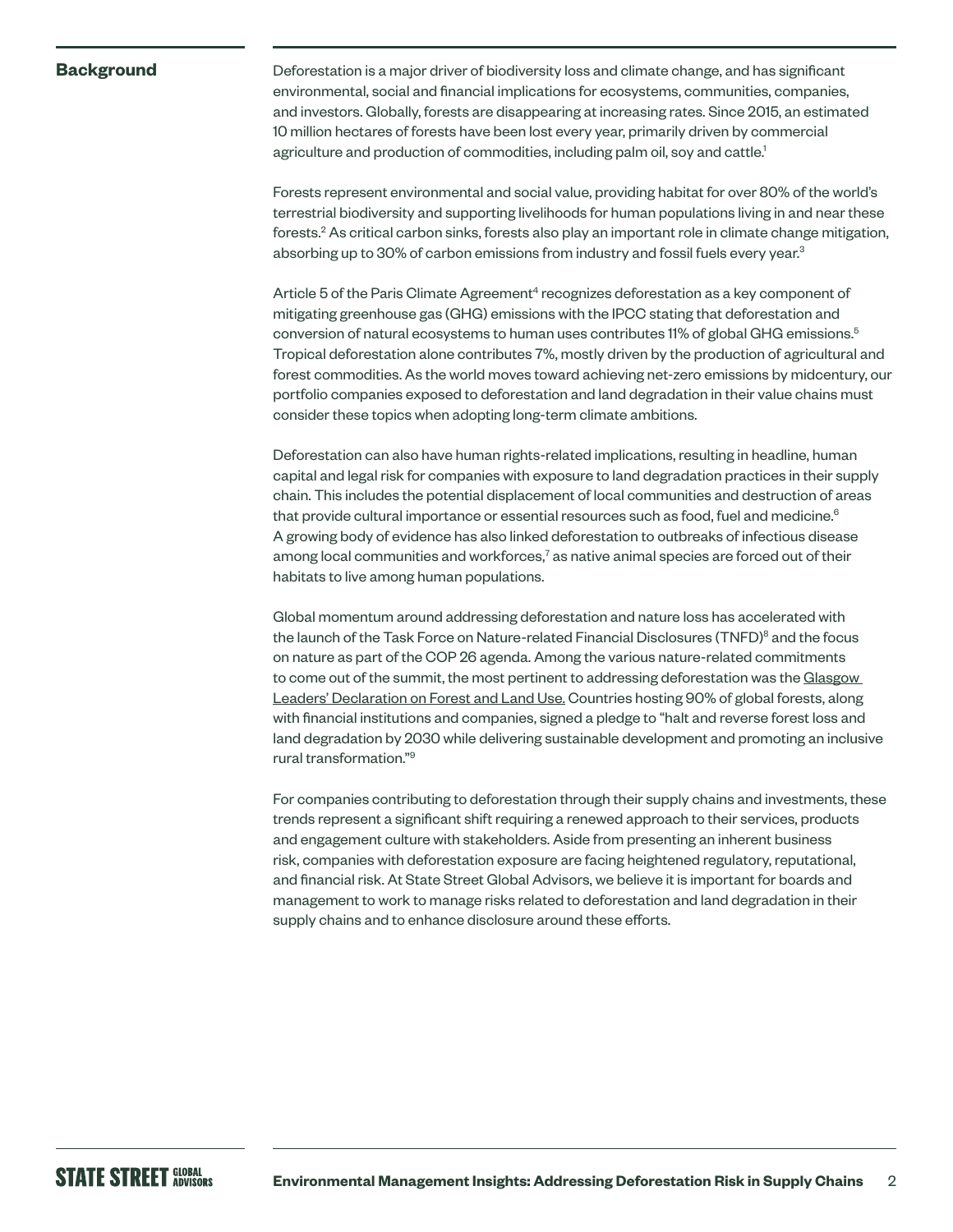## Background

Deforestation is a major driver of biodiversity loss and climate change, and has significant environmental, social and financial implications for ecosystems, communities, companies, and investors. Globally, forests are disappearing at increasing rates. Since 2015, an estimated 10 million hectares of forests have been lost every year, primarily driven by commercial agriculture and production of commodities, including palm oil, soy and cattle.[1]

Forests represent environmental and social value, providing habitat for over 80% of the world's terrestrial biodiversity and supporting livelihoods for human populations living in and near these forests.[2] As critical carbon sinks, forests also play an important role in climate change mitigation, absorbing up to 30% of carbon emissions from industry and fossil fuels every year.[3]

Article 5 of the Paris Climate Agreement[4] recognizes deforestation as a key component of mitigating greenhouse gas (GHG) emissions with the IPCC stating that deforestation and conversion of natural ecosystems to human uses contributes 11% of global GHG emissions.[5] Tropical deforestation alone contributes 7%, mostly driven by the production of agricultural and forest commodities. As the world moves toward achieving net-zero emissions by midcentury, our portfolio companies exposed to deforestation and land degradation in their value chains must consider these topics when adopting long-term climate ambitions.

Deforestation can also have human rights-related implications, resulting in headline, human capital and legal risk for companies with exposure to land degradation practices in their supply chain. This includes the potential displacement of local communities and destruction of areas that provide cultural importance or essential resources such as food, fuel and medicine.[6] A growing body of evidence has also linked deforestation to outbreaks of infectious disease among local communities and workforces,[7] as native animal species are forced out of their habitats to live among human populations.

Global momentum around addressing deforestation and nature loss has accelerated with the launch of the Task Force on Nature-related Financial Disclosures (TNFD)[8] and the focus on nature as part of the COP 26 agenda. Among the various nature-related commitments to come out of the summit, the most pertinent to addressing deforestation was the Glasgow Leaders' Declaration on Forest and Land Use. Countries hosting 90% of global forests, along with financial institutions and companies, signed a pledge to "halt and reverse forest loss and land degradation by 2030 while delivering sustainable development and promoting an inclusive rural transformation."[9]

For companies contributing to deforestation through their supply chains and investments, these trends represent a significant shift requiring a renewed approach to their services, products and engagement culture with stakeholders. Aside from presenting an inherent business risk, companies with deforestation exposure are facing heightened regulatory, reputational, and financial risk. At State Street Global Advisors, we believe it is important for boards and management to work to manage risks related to deforestation and land degradation in their supply chains and to enhance disclosure around these efforts.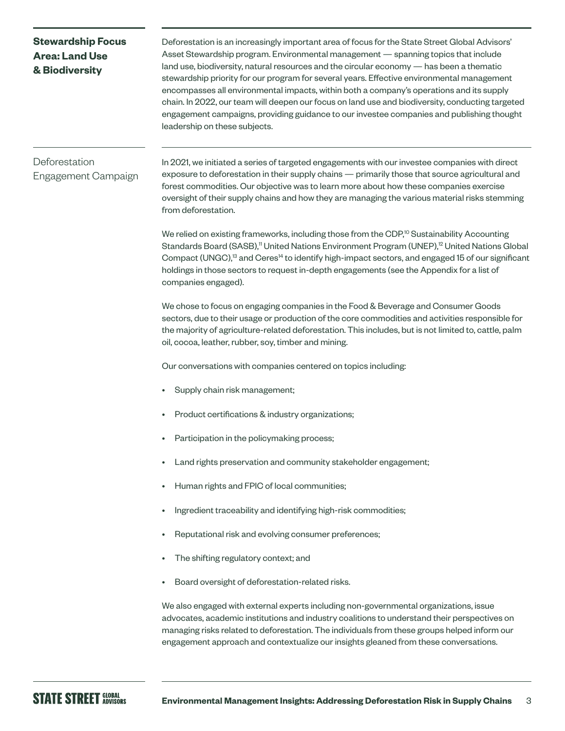## Stewardship Focus Area: Land Use & Biodiversity

Deforestation is an increasingly important area of focus for the State Street Global Advisors' Asset Stewardship program. Environmental management — spanning topics that include land use, biodiversity, natural resources and the circular economy — has been a thematic stewardship priority for our program for several years. Effective environmental management encompasses all environmental impacts, within both a company's operations and its supply chain. In 2022, our team will deepen our focus on land use and biodiversity, conducting targeted engagement campaigns, providing guidance to our investee companies and publishing thought leadership on these subjects.

### Deforestation Engagement Campaign

In 2021, we initiated a series of targeted engagements with our investee companies with direct exposure to deforestation in their supply chains — primarily those that source agricultural and forest commodities. Our objective was to learn more about how these companies exercise oversight of their supply chains and how they are managing the various material risks stemming from deforestation.

We relied on existing frameworks, including those from the CDP,[10] Sustainability Accounting Standards Board (SASB),[11] United Nations Environment Program (UNEP),[12] United Nations Global Compact (UNGC),[13] and Ceres[14] to identify high-impact sectors, and engaged 15 of our significant holdings in those sectors to request in-depth engagements (see the Appendix for a list of companies engaged).

We chose to focus on engaging companies in the Food & Beverage and Consumer Goods sectors, due to their usage or production of the core commodities and activities responsible for the majority of agriculture-related deforestation. This includes, but is not limited to, cattle, palm oil, cocoa, leather, rubber, soy, timber and mining.

Our conversations with companies centered on topics including:

- Supply chain risk management;
- Product certifications & industry organizations;
- Participation in the policymaking process;
- Land rights preservation and community stakeholder engagement;
- Human rights and FPIC of local communities;
- Ingredient traceability and identifying high-risk commodities;
- Reputational risk and evolving consumer preferences;
- The shifting regulatory context; and
- Board oversight of deforestation-related risks.

We also engaged with external experts including non-governmental organizations, issue advocates, academic institutions and industry coalitions to understand their perspectives on managing risks related to deforestation. The individuals from these groups helped inform our engagement approach and contextualize our insights gleaned from these conversations.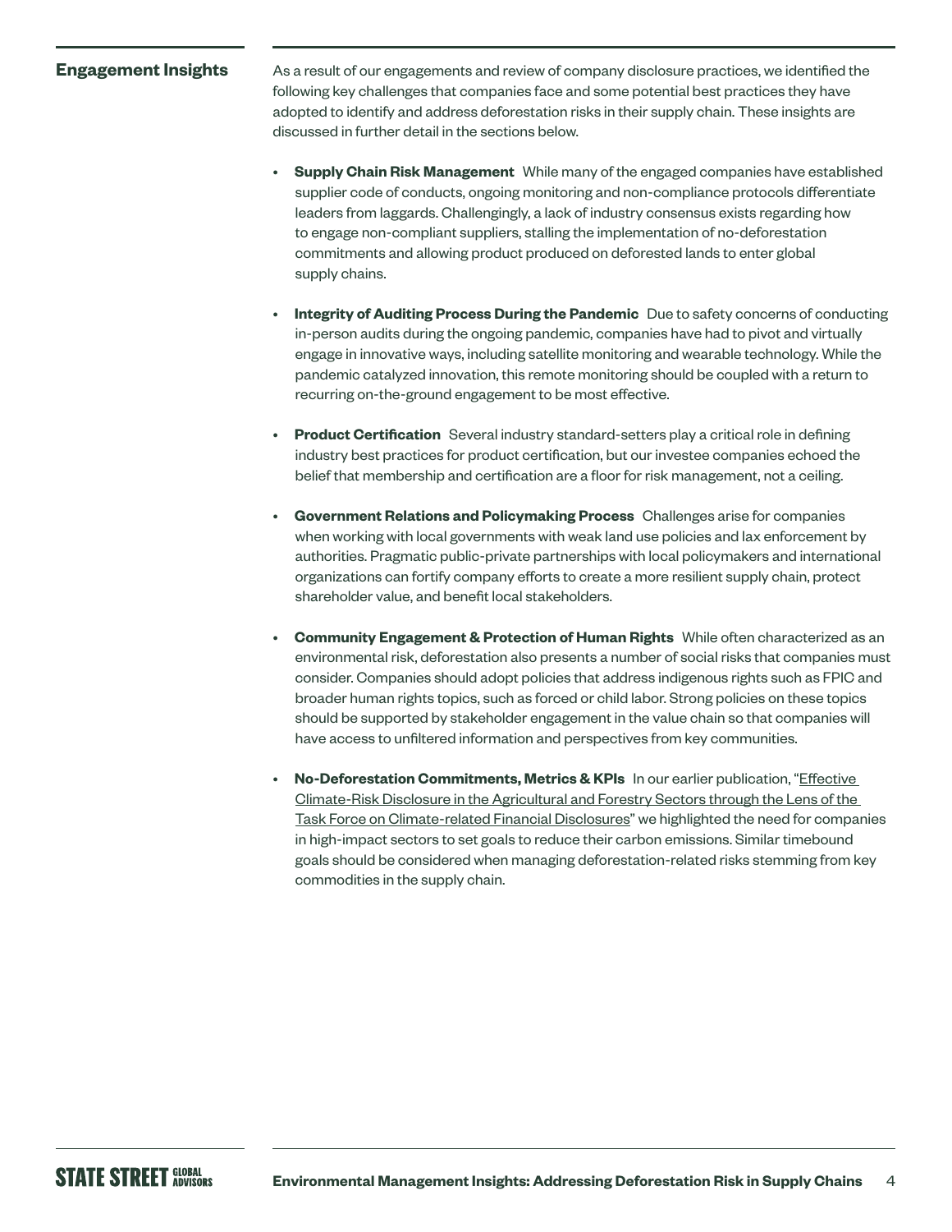## Engagement Insights

As a result of our engagements and review of company disclosure practices, we identified the following key challenges that companies face and some potential best practices they have adopted to identify and address deforestation risks in their supply chain. These insights are discussed in further detail in the sections below.

- **Supply Chain Risk Management** While many of the engaged companies have established supplier code of conducts, ongoing monitoring and non-compliance protocols differentiate leaders from laggards. Challengingly, a lack of industry consensus exists regarding how to engage non-compliant suppliers, stalling the implementation of no-deforestation commitments and allowing product produced on deforested lands to enter global supply chains.

- **Integrity of Auditing Process During the Pandemic** Due to safety concerns of conducting in-person audits during the ongoing pandemic, companies have had to pivot and virtually engage in innovative ways, including satellite monitoring and wearable technology. While the pandemic catalyzed innovation, this remote monitoring should be coupled with a return to recurring on-the-ground engagement to be most effective.

- **Product Certification** Several industry standard-setters play a critical role in defining industry best practices for product certification, but our investee companies echoed the belief that membership and certification are a floor for risk management, not a ceiling.

- **Government Relations and Policymaking Process** Challenges arise for companies when working with local governments with weak land use policies and lax enforcement by authorities. Pragmatic public-private partnerships with local policymakers and international organizations can fortify company efforts to create a more resilient supply chain, protect shareholder value, and benefit local stakeholders.

- **Community Engagement & Protection of Human Rights** While often characterized as an environmental risk, deforestation also presents a number of social risks that companies must consider. Companies should adopt policies that address indigenous rights such as FPIC and broader human rights topics, such as forced or child labor. Strong policies on these topics should be supported by stakeholder engagement in the value chain so that companies will have access to unfiltered information and perspectives from key communities.

- **No-Deforestation Commitments, Metrics & KPIs** In our earlier publication, "Effective Climate-Risk Disclosure in the Agricultural and Forestry Sectors through the Lens of the Task Force on Climate-related Financial Disclosures" we highlighted the need for companies in high-impact sectors to set goals to reduce their carbon emissions. Similar timebound goals should be considered when managing deforestation-related risks stemming from key commodities in the supply chain.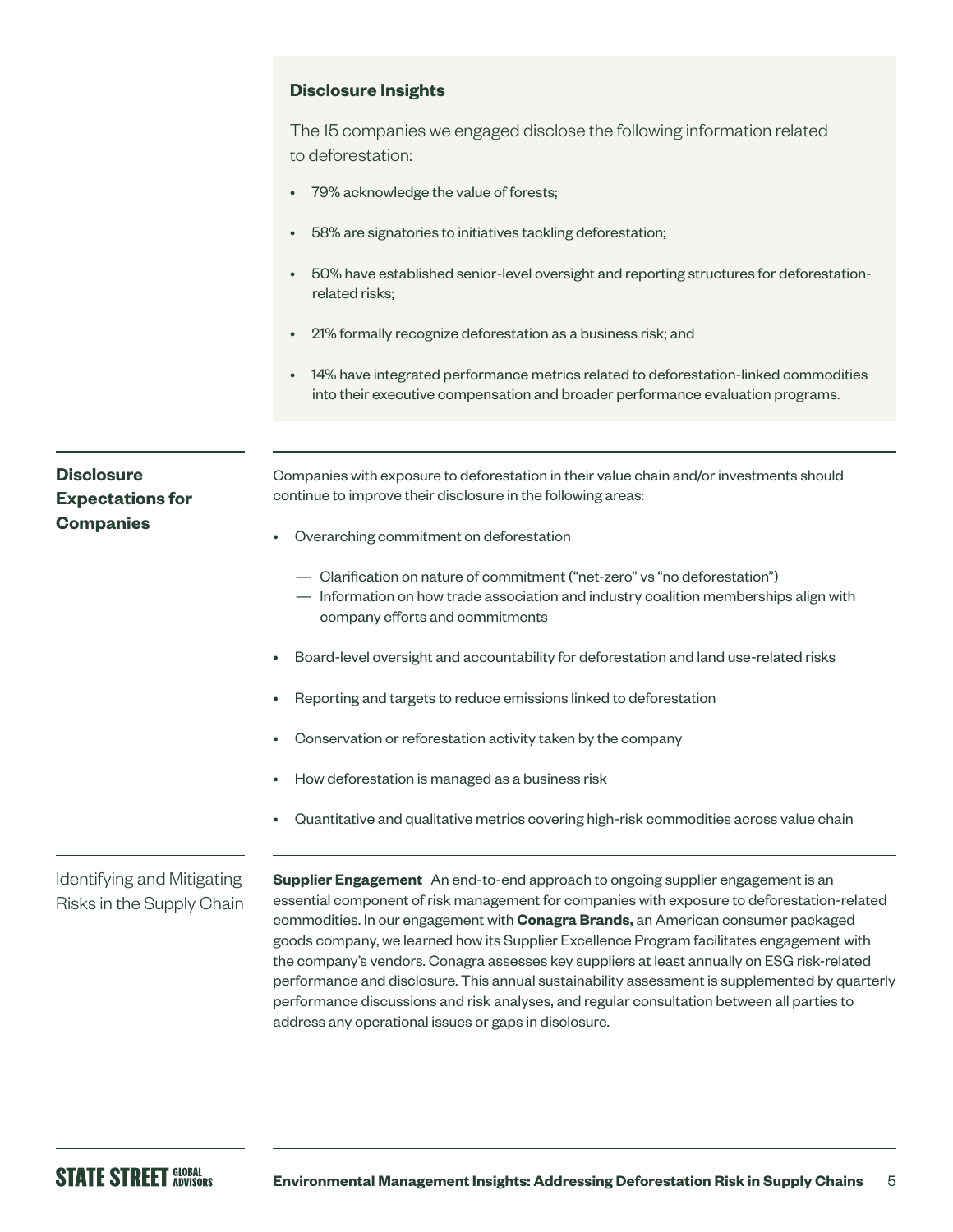### Disclosure Insights

The 15 companies we engaged disclose the following information related to deforestation:

- 79% acknowledge the value of forests;
- 58% are signatories to initiatives tackling deforestation;
- 50% have established senior-level oversight and reporting structures for deforestation-related risks;
- 21% formally recognize deforestation as a business risk; and
- 14% have integrated performance metrics related to deforestation-linked commodities into their executive compensation and broader performance evaluation programs.

## Disclosure Expectations for Companies

Companies with exposure to deforestation in their value chain and/or investments should continue to improve their disclosure in the following areas:

- Overarching commitment on deforestation
  - Clarification on nature of commitment ("net-zero" vs "no deforestation")
  - Information on how trade association and industry coalition memberships align with company efforts and commitments
- Board-level oversight and accountability for deforestation and land use-related risks
- Reporting and targets to reduce emissions linked to deforestation
- Conservation or reforestation activity taken by the company
- How deforestation is managed as a business risk
- Quantitative and qualitative metrics covering high-risk commodities across value chain

## Identifying and Mitigating Risks in the Supply Chain

**Supplier Engagement** An end-to-end approach to ongoing supplier engagement is an essential component of risk management for companies with exposure to deforestation-related commodities. In our engagement with **Conagra Brands,** an American consumer packaged goods company, we learned how its Supplier Excellence Program facilitates engagement with the company's vendors. Conagra assesses key suppliers at least annually on ESG risk-related performance and disclosure. This annual sustainability assessment is supplemented by quarterly performance discussions and risk analyses, and regular consultation between all parties to address any operational issues or gaps in disclosure.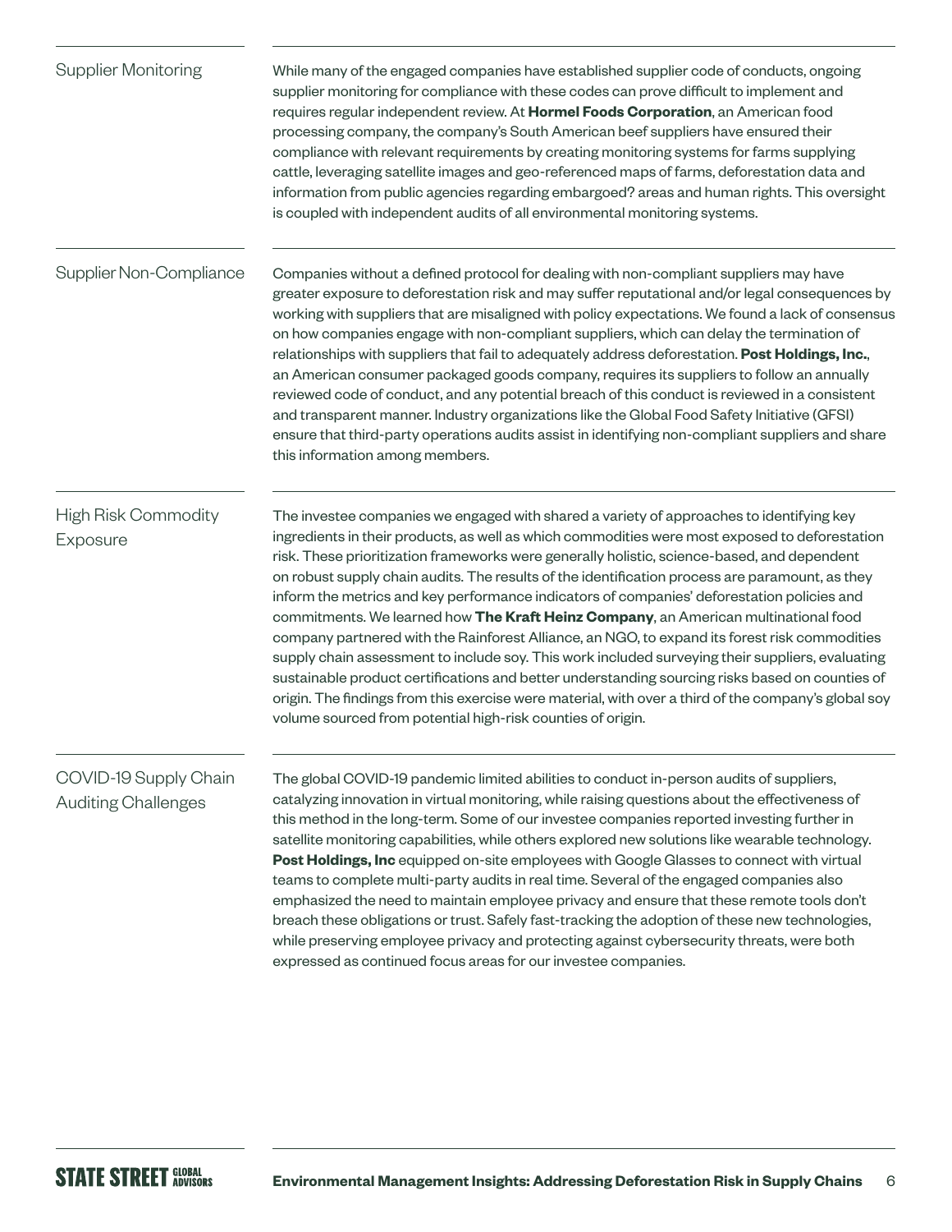### Supplier Monitoring

While many of the engaged companies have established supplier code of conducts, ongoing supplier monitoring for compliance with these codes can prove difficult to implement and requires regular independent review. At **Hormel Foods Corporation**, an American food processing company, the company's South American beef suppliers have ensured their compliance with relevant requirements by creating monitoring systems for farms supplying cattle, leveraging satellite images and geo-referenced maps of farms, deforestation data and information from public agencies regarding embargoed? areas and human rights. This oversight is coupled with independent audits of all environmental monitoring systems.

### Supplier Non-Compliance

Companies without a defined protocol for dealing with non-compliant suppliers may have greater exposure to deforestation risk and may suffer reputational and/or legal consequences by working with suppliers that are misaligned with policy expectations. We found a lack of consensus on how companies engage with non-compliant suppliers, which can delay the termination of relationships with suppliers that fail to adequately address deforestation. **Post Holdings, Inc.**, an American consumer packaged goods company, requires its suppliers to follow an annually reviewed code of conduct, and any potential breach of this conduct is reviewed in a consistent and transparent manner. Industry organizations like the Global Food Safety Initiative (GFSI) ensure that third-party operations audits assist in identifying non-compliant suppliers and share this information among members.

### High Risk Commodity Exposure

The investee companies we engaged with shared a variety of approaches to identifying key ingredients in their products, as well as which commodities were most exposed to deforestation risk. These prioritization frameworks were generally holistic, science-based, and dependent on robust supply chain audits. The results of the identification process are paramount, as they inform the metrics and key performance indicators of companies' deforestation policies and commitments. We learned how **The Kraft Heinz Company**, an American multinational food company partnered with the Rainforest Alliance, an NGO, to expand its forest risk commodities supply chain assessment to include soy. This work included surveying their suppliers, evaluating sustainable product certifications and better understanding sourcing risks based on counties of origin. The findings from this exercise were material, with over a third of the company's global soy volume sourced from potential high-risk counties of origin.

### COVID-19 Supply Chain Auditing Challenges

The global COVID-19 pandemic limited abilities to conduct in-person audits of suppliers, catalyzing innovation in virtual monitoring, while raising questions about the effectiveness of this method in the long-term. Some of our investee companies reported investing further in satellite monitoring capabilities, while others explored new solutions like wearable technology. **Post Holdings, Inc** equipped on-site employees with Google Glasses to connect with virtual teams to complete multi-party audits in real time. Several of the engaged companies also emphasized the need to maintain employee privacy and ensure that these remote tools don't breach these obligations or trust. Safely fast-tracking the adoption of these new technologies, while preserving employee privacy and protecting against cybersecurity threats, were both expressed as continued focus areas for our investee companies.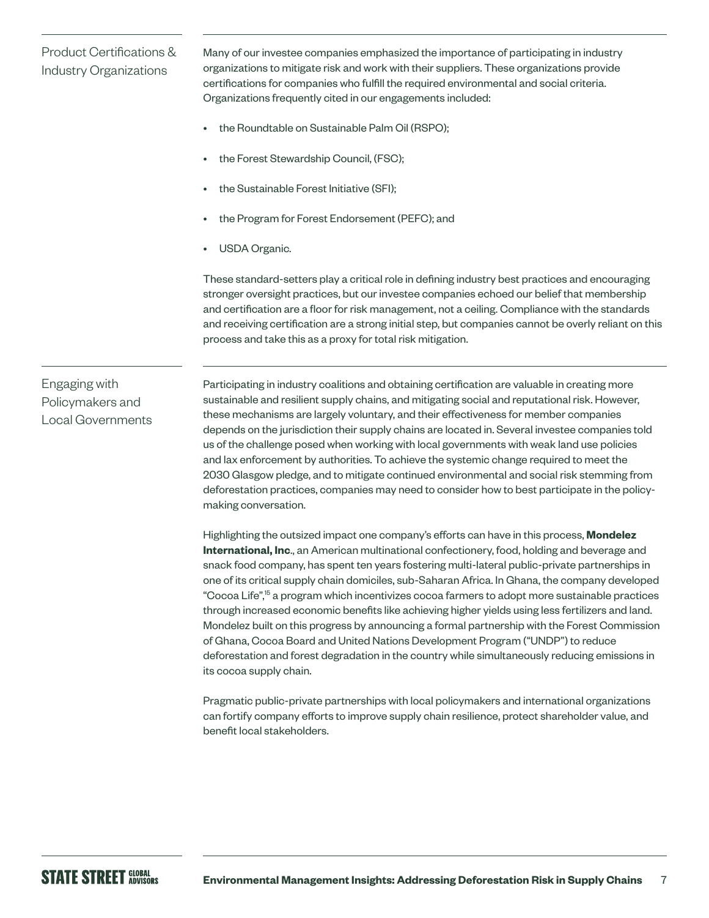## Product Certifications & Industry Organizations

Many of our investee companies emphasized the importance of participating in industry organizations to mitigate risk and work with their suppliers. These organizations provide certifications for companies who fulfill the required environmental and social criteria. Organizations frequently cited in our engagements included:

- the Roundtable on Sustainable Palm Oil (RSPO);
- the Forest Stewardship Council, (FSC);
- the Sustainable Forest Initiative (SFI);
- the Program for Forest Endorsement (PEFC); and
- USDA Organic.

These standard-setters play a critical role in defining industry best practices and encouraging stronger oversight practices, but our investee companies echoed our belief that membership and certification are a floor for risk management, not a ceiling. Compliance with the standards and receiving certification are a strong initial step, but companies cannot be overly reliant on this process and take this as a proxy for total risk mitigation.

## Engaging with Policymakers and Local Governments

Participating in industry coalitions and obtaining certification are valuable in creating more sustainable and resilient supply chains, and mitigating social and reputational risk. However, these mechanisms are largely voluntary, and their effectiveness for member companies depends on the jurisdiction their supply chains are located in. Several investee companies told us of the challenge posed when working with local governments with weak land use policies and lax enforcement by authorities. To achieve the systemic change required to meet the 2030 Glasgow pledge, and to mitigate continued environmental and social risk stemming from deforestation practices, companies may need to consider how to best participate in the policy-making conversation.

Highlighting the outsized impact one company's efforts can have in this process, **Mondelez International, Inc**., an American multinational confectionery, food, holding and beverage and snack food company, has spent ten years fostering multi-lateral public-private partnerships in one of its critical supply chain domiciles, sub-Saharan Africa. In Ghana, the company developed "Cocoa Life",[15] a program which incentivizes cocoa farmers to adopt more sustainable practices through increased economic benefits like achieving higher yields using less fertilizers and land. Mondelez built on this progress by announcing a formal partnership with the Forest Commission of Ghana, Cocoa Board and United Nations Development Program ("UNDP") to reduce deforestation and forest degradation in the country while simultaneously reducing emissions in its cocoa supply chain.

Pragmatic public-private partnerships with local policymakers and international organizations can fortify company efforts to improve supply chain resilience, protect shareholder value, and benefit local stakeholders.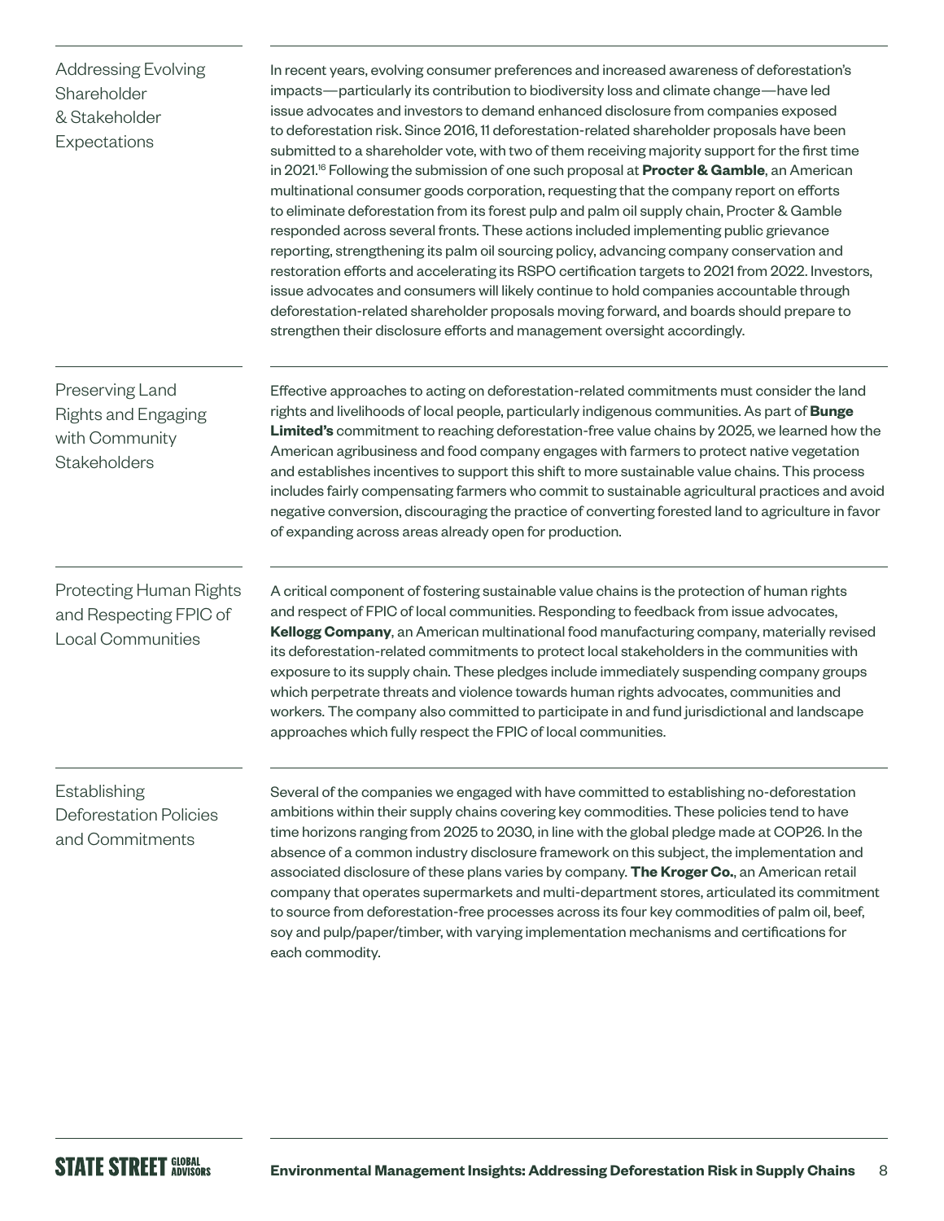### Addressing Evolving Shareholder & Stakeholder Expectations

In recent years, evolving consumer preferences and increased awareness of deforestation's impacts—particularly its contribution to biodiversity loss and climate change—have led issue advocates and investors to demand enhanced disclosure from companies exposed to deforestation risk. Since 2016, 11 deforestation-related shareholder proposals have been submitted to a shareholder vote, with two of them receiving majority support for the first time in 2021.[16] Following the submission of one such proposal at **Procter & Gamble**, an American multinational consumer goods corporation, requesting that the company report on efforts to eliminate deforestation from its forest pulp and palm oil supply chain, Procter & Gamble responded across several fronts. These actions included implementing public grievance reporting, strengthening its palm oil sourcing policy, advancing company conservation and restoration efforts and accelerating its RSPO certification targets to 2021 from 2022. Investors, issue advocates and consumers will likely continue to hold companies accountable through deforestation-related shareholder proposals moving forward, and boards should prepare to strengthen their disclosure efforts and management oversight accordingly.

### Preserving Land Rights and Engaging with Community Stakeholders

Effective approaches to acting on deforestation-related commitments must consider the land rights and livelihoods of local people, particularly indigenous communities. As part of **Bunge Limited's** commitment to reaching deforestation-free value chains by 2025, we learned how the American agribusiness and food company engages with farmers to protect native vegetation and establishes incentives to support this shift to more sustainable value chains. This process includes fairly compensating farmers who commit to sustainable agricultural practices and avoid negative conversion, discouraging the practice of converting forested land to agriculture in favor of expanding across areas already open for production.

### Protecting Human Rights and Respecting FPIC of Local Communities

A critical component of fostering sustainable value chains is the protection of human rights and respect of FPIC of local communities. Responding to feedback from issue advocates, **Kellogg Company**, an American multinational food manufacturing company, materially revised its deforestation-related commitments to protect local stakeholders in the communities with exposure to its supply chain. These pledges include immediately suspending company groups which perpetrate threats and violence towards human rights advocates, communities and workers. The company also committed to participate in and fund jurisdictional and landscape approaches which fully respect the FPIC of local communities.

### Establishing Deforestation Policies and Commitments

Several of the companies we engaged with have committed to establishing no-deforestation ambitions within their supply chains covering key commodities. These policies tend to have time horizons ranging from 2025 to 2030, in line with the global pledge made at COP26. In the absence of a common industry disclosure framework on this subject, the implementation and associated disclosure of these plans varies by company. **The Kroger Co.**, an American retail company that operates supermarkets and multi-department stores, articulated its commitment to source from deforestation-free processes across its four key commodities of palm oil, beef, soy and pulp/paper/timber, with varying implementation mechanisms and certifications for each commodity.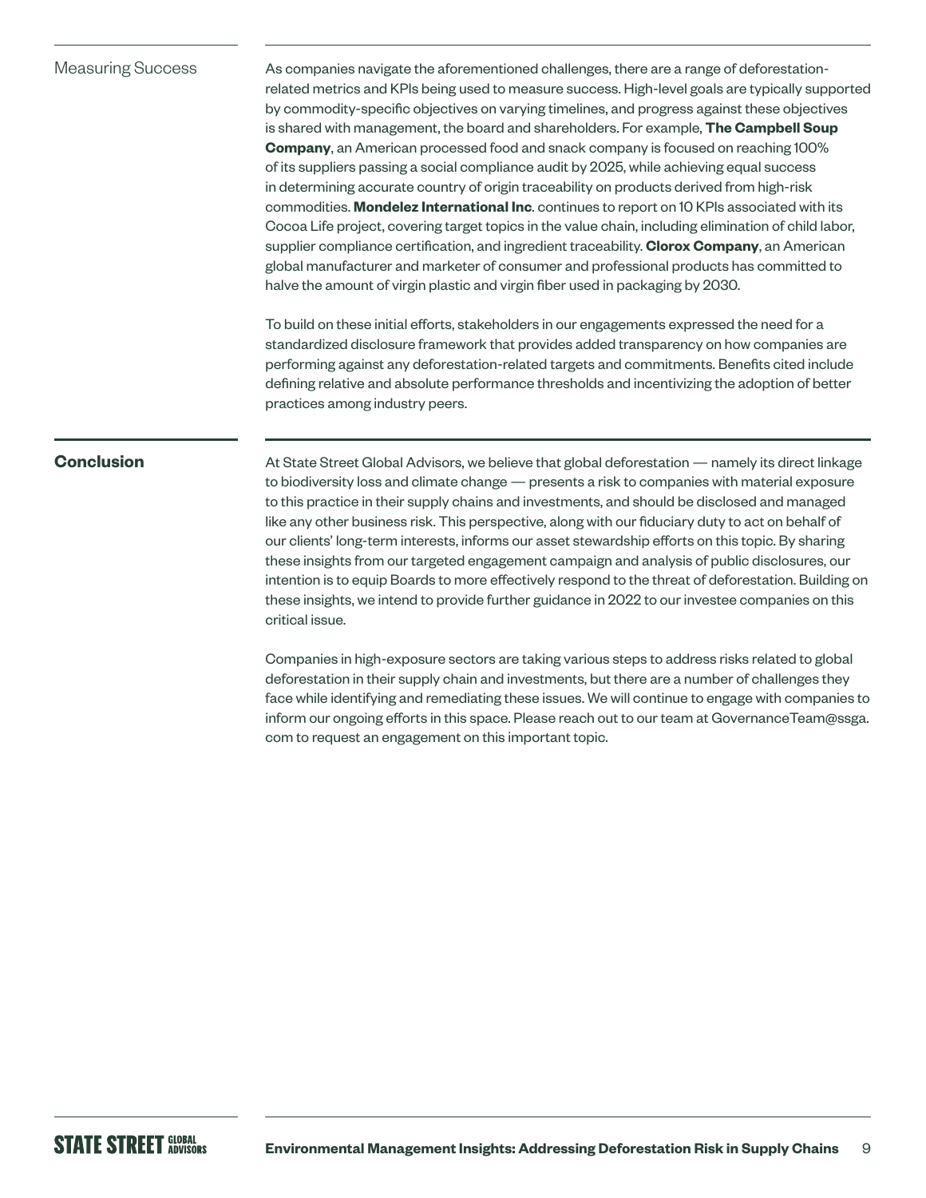## Measuring Success

As companies navigate the aforementioned challenges, there are a range of deforestation-related metrics and KPIs being used to measure success. High-level goals are typically supported by commodity-specific objectives on varying timelines, and progress against these objectives is shared with management, the board and shareholders. For example, **The Campbell Soup Company**, an American processed food and snack company is focused on reaching 100% of its suppliers passing a social compliance audit by 2025, while achieving equal success in determining accurate country of origin traceability on products derived from high-risk commodities. **Mondelez International Inc**. continues to report on 10 KPIs associated with its Cocoa Life project, covering target topics in the value chain, including elimination of child labor, supplier compliance certification, and ingredient traceability. **Clorox Company**, an American global manufacturer and marketer of consumer and professional products has committed to halve the amount of virgin plastic and virgin fiber used in packaging by 2030.

To build on these initial efforts, stakeholders in our engagements expressed the need for a standardized disclosure framework that provides added transparency on how companies are performing against any deforestation-related targets and commitments. Benefits cited include defining relative and absolute performance thresholds and incentivizing the adoption of better practices among industry peers.

## Conclusion

At State Street Global Advisors, we believe that global deforestation — namely its direct linkage to biodiversity loss and climate change — presents a risk to companies with material exposure to this practice in their supply chains and investments, and should be disclosed and managed like any other business risk. This perspective, along with our fiduciary duty to act on behalf of our clients' long-term interests, informs our asset stewardship efforts on this topic. By sharing these insights from our targeted engagement campaign and analysis of public disclosures, our intention is to equip Boards to more effectively respond to the threat of deforestation. Building on these insights, we intend to provide further guidance in 2022 to our investee companies on this critical issue.

Companies in high-exposure sectors are taking various steps to address risks related to global deforestation in their supply chain and investments, but there are a number of challenges they face while identifying and remediating these issues. We will continue to engage with companies to inform our ongoing efforts in this space. Please reach out to our team at GovernanceTeam@ssga.com to request an engagement on this important topic.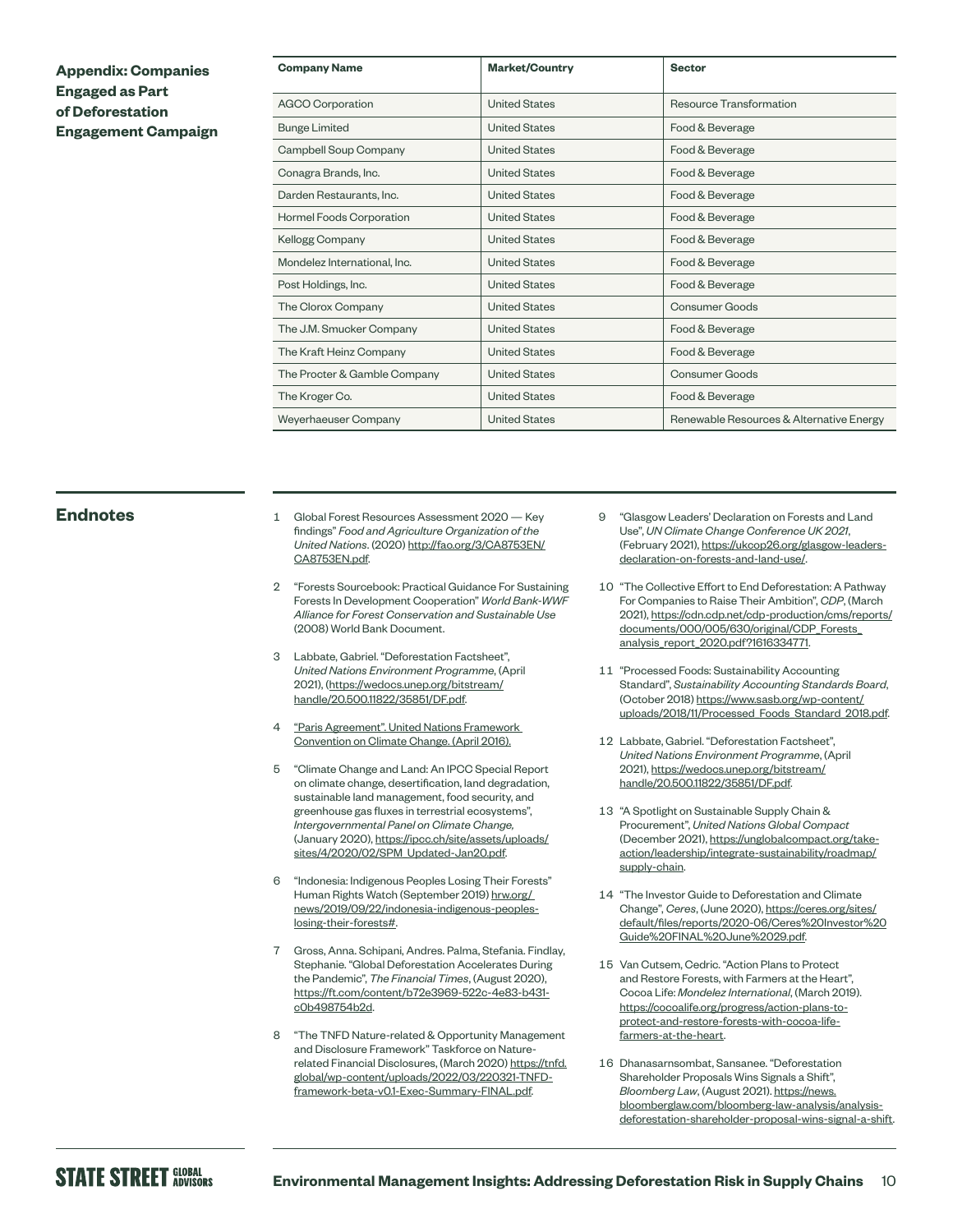## Appendix: Companies Engaged as Part of Deforestation Engagement Campaign

| Company Name | Market/Country | Sector |
|---|---|---|
| AGCO Corporation | United States | Resource Transformation |
| Bunge Limited | United States | Food & Beverage |
| Campbell Soup Company | United States | Food & Beverage |
| Conagra Brands, Inc. | United States | Food & Beverage |
| Darden Restaurants, Inc. | United States | Food & Beverage |
| Hormel Foods Corporation | United States | Food & Beverage |
| Kellogg Company | United States | Food & Beverage |
| Mondelez International, Inc. | United States | Food & Beverage |
| Post Holdings, Inc. | United States | Food & Beverage |
| The Clorox Company | United States | Consumer Goods |
| The J.M. Smucker Company | United States | Food & Beverage |
| The Kraft Heinz Company | United States | Food & Beverage |
| The Procter & Gamble Company | United States | Consumer Goods |
| The Kroger Co. | United States | Food & Beverage |
| Weyerhaeuser Company | United States | Renewable Resources & Alternative Energy |

## Endnotes

1. Global Forest Resources Assessment 2020 — Key findings" *Food and Agriculture Organization of the United Nations*. (2020) http://fao.org/3/CA8753EN/CA8753EN.pdf.
2. "Forests Sourcebook: Practical Guidance For Sustaining Forests In Development Cooperation" *World Bank-WWF Alliance for Forest Conservation and Sustainable Use* (2008) World Bank Document.
3. Labbate, Gabriel. "Deforestation Factsheet", *United Nations Environment Programme*, (April 2021), (https://wedocs.unep.org/bitstream/handle/20.500.11822/35851/DF.pdf.
4. "Paris Agreement". United Nations Framework Convention on Climate Change. (April 2016).
5. "Climate Change and Land: An IPCC Special Report on climate change, desertification, land degradation, sustainable land management, food security, and greenhouse gas fluxes in terrestrial ecosystems", *Intergovernmental Panel on Climate Change,* (January 2020), https://ipcc.ch/site/assets/uploads/sites/4/2020/02/SPM_Updated-Jan20.pdf.
6. "Indonesia: Indigenous Peoples Losing Their Forests" Human Rights Watch (September 2019) hrw.org/news/2019/09/22/indonesia-indigenous-peoples-losing-their-forests#.
7. Gross, Anna. Schipani, Andres. Palma, Stefania. Findlay, Stephanie. "Global Deforestation Accelerates During the Pandemic", *The Financial Times*, (August 2020), https://ft.com/content/b72e3969-522c-4e83-b431-c0b498754b2d.
8. "The TNFD Nature-related & Opportunity Management and Disclosure Framework" Taskforce on Nature-related Financial Disclosures, (March 2020) https://tnfd.global/wp-content/uploads/2022/03/220321-TNFD-framework-beta-v0.1-Exec-Summary-FINAL.pdf.
9. "Glasgow Leaders' Declaration on Forests and Land Use", *UN Climate Change Conference UK 2021*, (February 2021), https://ukcop26.org/glasgow-leaders-declaration-on-forests-and-land-use/.
10. "The Collective Effort to End Deforestation: A Pathway For Companies to Raise Their Ambition", *CDP*, (March 2021), https://cdn.cdp.net/cdp-production/cms/reports/documents/000/005/630/original/CDP_Forests_analysis_report_2020.pdf?1616334771.
11. "Processed Foods: Sustainability Accounting Standard", *Sustainability Accounting Standards Board*, (October 2018) https://www.sasb.org/wp-content/uploads/2018/11/Processed_Foods_Standard_2018.pdf.
12. Labbate, Gabriel. "Deforestation Factsheet", *United Nations Environment Programme*, (April 2021), https://wedocs.unep.org/bitstream/handle/20.500.11822/35851/DF.pdf.
13. "A Spotlight on Sustainable Supply Chain & Procurement", *United Nations Global Compact* (December 2021), https://unglobalcompact.org/take-action/leadership/integrate-sustainability/roadmap/supply-chain.
14. "The Investor Guide to Deforestation and Climate Change", *Ceres*, (June 2020), https://ceres.org/sites/default/files/reports/2020-06/Ceres%20Investor%20Guide%20FINAL%20June%2029.pdf.
15. Van Cutsem, Cedric. "Action Plans to Protect and Restore Forests, with Farmers at the Heart", Cocoa Life: *Mondelez International*, (March 2019). https://cocoalife.org/progress/action-plans-to-protect-and-restore-forests-with-cocoa-life-farmers-at-the-heart.
16. Dhanasarnsombat, Sansanee. "Deforestation Shareholder Proposals Wins Signals a Shift", *Bloomberg Law*, (August 2021). https://news.bloomberglaw.com/bloomberg-law-analysis/analysis-deforestation-shareholder-proposal-wins-signal-a-shift.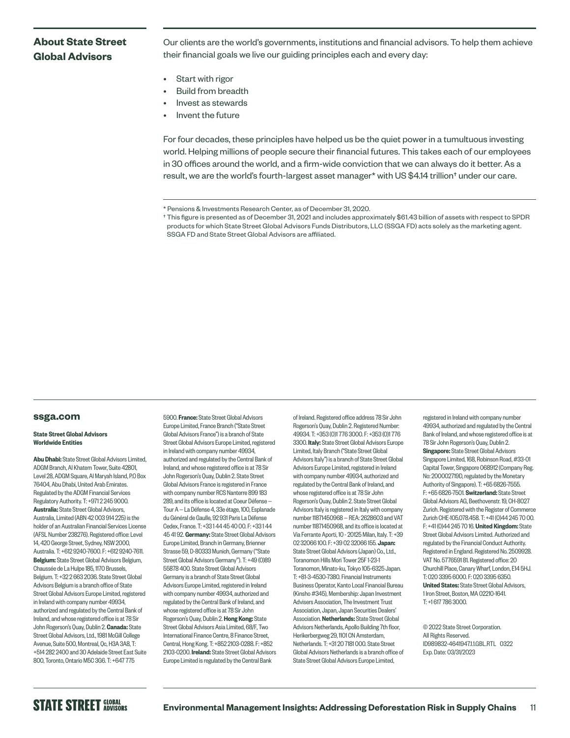## About State Street Global Advisors

Our clients are the world's governments, institutions and financial advisors. To help them achieve their financial goals we live our guiding principles each and every day:

- Start with rigor
- Build from breadth
- Invest as stewards
- Invent the future

For four decades, these principles have helped us be the quiet power in a tumultuous investing world. Helping millions of people secure their financial futures. This takes each of our employees in 30 offices around the world, and a firm-wide conviction that we can always do it better. As a result, we are the world's fourth-largest asset manager* with US $4.14 trillion† under our care.

\* Pensions & Investments Research Center, as of December 31, 2020.

† This figure is presented as of December 31, 2021 and includes approximately $61.43 billion of assets with respect to SPDR products for which State Street Global Advisors Funds Distributors, LLC (SSGA FD) acts solely as the marketing agent. SSGA FD and State Street Global Advisors are affiliated.

**ssga.com**

**State Street Global Advisors Worldwide Entities**

**Abu Dhabi:** State Street Global Advisors Limited, ADGM Branch, Al Khatem Tower, Suite 42801, Level 28, ADGM Square, Al Maryah Island, P.O Box 76404, Abu Dhabi, United Arab Emirates. Regulated by the ADGM Financial Services Regulatory Authority. T: +971 2 245 9000. **Australia:** State Street Global Advisors, Australia, Limited (ABN 42 003 914 225) is the holder of an Australian Financial Services License (AFSL Number 238276). Registered office: Level 14, 420 George Street, Sydney, NSW 2000, Australia. T: +612 9240-7600. F: +612 9240-7611. **Belgium:** State Street Global Advisors Belgium, Chaussée de La Hulpe 185, 1170 Brussels, Belgium. T: +32 2 663 2036. State Street Global Advisors Belgium is a branch office of State Street Global Advisors Europe Limited, registered in Ireland with company number 49934, authorized and regulated by the Central Bank of Ireland, and whose registered office is at 78 Sir John Rogerson's Quay, Dublin 2. **Canada:** State Street Global Advisors, Ltd., 1981 McGill College Avenue, Suite 500, Montreal, Qc, H3A 3A8, T: +514 282 2400 and 30 Adelaide Street East Suite 800, Toronto, Ontario M5C 3G6. T: +647 775 5900. **France:** State Street Global Advisors Europe Limited, France Branch ("State Street Global Advisors France") is a branch of State Street Global Advisors Europe Limited, registered in Ireland with company number 49934, authorized and regulated by the Central Bank of Ireland, and whose registered office is at 78 Sir John Rogerson's Quay, Dublin 2. State Street Global Advisors France is registered in France with company number RCS Nanterre 899 183 289, and its office is located at Coeur Défense — Tour A — La Défense 4, 33e étage, 100, Esplanade du Général de Gaulle, 92 931 Paris La Défense Cedex, France. T: +33 1 44 45 40 00. F: +33 1 44 45 41 92. **Germany:** State Street Global Advisors Europe Limited, Branch in Germany, Brienner Strasse 59, D-80333 Munich, Germany ("State Street Global Advisors Germany"). T: +49 (0)89 55878 400. State Street Global Advisors Germany is a branch of State Street Global Advisors Europe Limited, registered in Ireland with company number 49934, authorized and regulated by the Central Bank of Ireland, and whose registered office is at 78 Sir John Rogerson's Quay, Dublin 2. **Hong Kong:** State Street Global Advisors Asia Limited, 68/F, Two International Finance Centre, 8 Finance Street, Central, Hong Kong. T: +852 2103-0288. F: +852 2103-0200. **Ireland:** State Street Global Advisors Europe Limited is regulated by the Central Bank of Ireland. Registered office address 78 Sir John Rogerson's Quay, Dublin 2. Registered Number: 49934. T: +353 (0)1 776 3000. F: +353 (0)1 776 3300. **Italy:** State Street Global Advisors Europe Limited, Italy Branch ("State Street Global Advisors Italy") is a branch of State Street Global Advisors Europe Limited, registered in Ireland with company number 49934, authorized and regulated by the Central Bank of Ireland, and whose registered office is at 78 Sir John Rogerson's Quay, Dublin 2. State Street Global Advisors Italy is registered in Italy with company number 11871450968 — REA: 2628603 and VAT number 11871450968, and its office is located at Via Ferrante Aporti, 10 - 20125 Milan, Italy. T: +39 02 32066 100. F: +39 02 32066 155. **Japan:** State Street Global Advisors (Japan) Co., Ltd., Toranomon Hills Mori Tower 25F 1-23-1 Toranomon, Minato-ku, Tokyo 105-6325 Japan. T: +81-3-4530-7380. Financial Instruments Business Operator, Kanto Local Financial Bureau (Kinsho #345), Membership: Japan Investment Advisers Association, The Investment Trust Association, Japan, Japan Securities Dealers' Association. **Netherlands:** State Street Global Advisors Netherlands, Apollo Building 7th floor, Herikerbergweg 29, 1101 CN Amsterdam, Netherlands. T: +31 20 7181 000. State Street Global Advisors Netherlands is a branch office of State Street Global Advisors Europe Limited, registered in Ireland with company number 49934, authorized and regulated by the Central Bank of Ireland, and whose registered office is at 78 Sir John Rogerson's Quay, Dublin 2. **Singapore:** State Street Global Advisors Singapore Limited, 168, Robinson Road, #33-01 Capital Tower, Singapore 068912 (Company Reg. No: 200002719D, regulated by the Monetary Authority of Singapore). T: +65 6826-7555. F: +65 6826-7501. **Switzerland:** State Street Global Advisors AG, Beethovenstr. 19, CH-8027 Zurich. Registered with the Register of Commerce Zurich CHE-105.078.458. T: +41 (0)44 245 70 00. F: +41 (0)44 245 70 16. **United Kingdom:** State Street Global Advisors Limited. Authorized and regulated by the Financial Conduct Authority. Registered in England. Registered No. 2509928. VAT No. 5776591 81. Registered office: 20 Churchill Place, Canary Wharf, London, E14 5HJ. T: 020 3395 6000. F: 020 3395 6350. **United States:** State Street Global Advisors, 1 Iron Street, Boston, MA 02210-1641. T: +1 617 786 3000.

© 2022 State Street Corporation.
All Rights Reserved.
ID989832-4641947.1.1.GBL.RTL 0322
Exp. Date: 03/31/2023